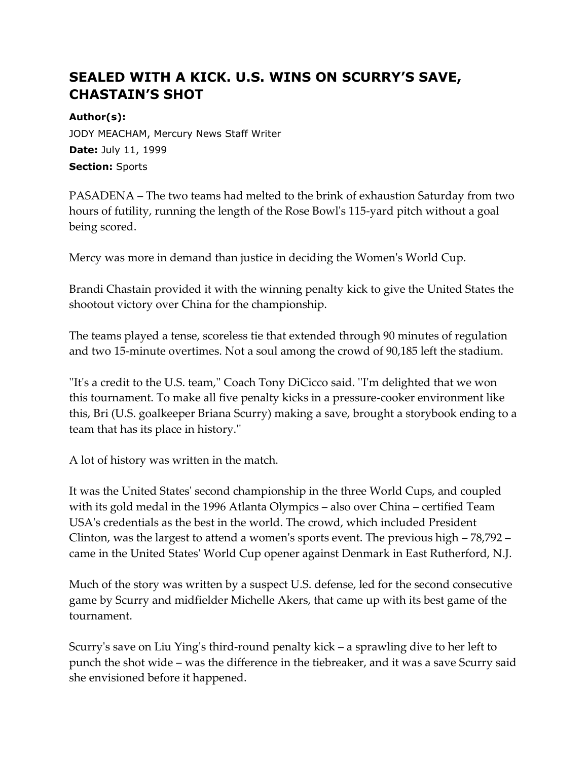# SEALED WITH A KICK. U.S. WINS ON SCURRY'S SAVE, CHASTAIN'S SHOT

**Author(s):**
JODY MEACHAM, Mercury News Staff Writer
**Date:** July 11, 1999
**Section:** Sports

PASADENA – The two teams had melted to the brink of exhaustion Saturday from two hours of futility, running the length of the Rose Bowl's 115-yard pitch without a goal being scored.

Mercy was more in demand than justice in deciding the Women's World Cup.

Brandi Chastain provided it with the winning penalty kick to give the United States the shootout victory over China for the championship.

The teams played a tense, scoreless tie that extended through 90 minutes of regulation and two 15-minute overtimes. Not a soul among the crowd of 90,185 left the stadium.

''It's a credit to the U.S. team,'' Coach Tony DiCicco said. ''I'm delighted that we won this tournament. To make all five penalty kicks in a pressure-cooker environment like this, Bri (U.S. goalkeeper Briana Scurry) making a save, brought a storybook ending to a team that has its place in history.''

A lot of history was written in the match.

It was the United States' second championship in the three World Cups, and coupled with its gold medal in the 1996 Atlanta Olympics – also over China – certified Team USA's credentials as the best in the world. The crowd, which included President Clinton, was the largest to attend a women's sports event. The previous high – 78,792 – came in the United States' World Cup opener against Denmark in East Rutherford, N.J.

Much of the story was written by a suspect U.S. defense, led for the second consecutive game by Scurry and midfielder Michelle Akers, that came up with its best game of the tournament.

Scurry's save on Liu Ying's third-round penalty kick – a sprawling dive to her left to punch the shot wide – was the difference in the tiebreaker, and it was a save Scurry said she envisioned before it happened.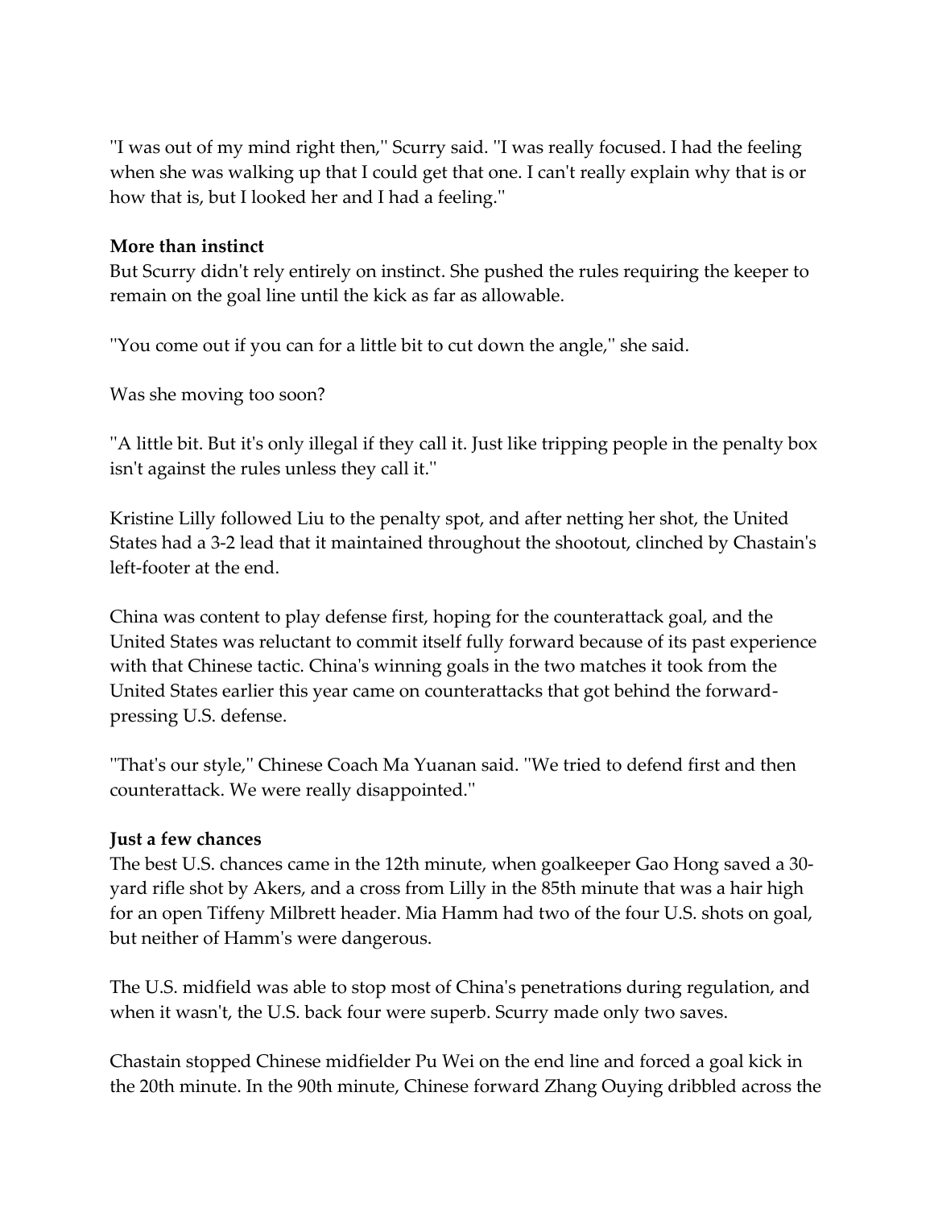''I was out of my mind right then,'' Scurry said. ''I was really focused. I had the feeling when she was walking up that I could get that one. I can't really explain why that is or how that is, but I looked her and I had a feeling.''

**More than instinct**

But Scurry didn't rely entirely on instinct. She pushed the rules requiring the keeper to remain on the goal line until the kick as far as allowable.

''You come out if you can for a little bit to cut down the angle,'' she said.

Was she moving too soon?

''A little bit. But it's only illegal if they call it. Just like tripping people in the penalty box isn't against the rules unless they call it.''

Kristine Lilly followed Liu to the penalty spot, and after netting her shot, the United States had a 3-2 lead that it maintained throughout the shootout, clinched by Chastain's left-footer at the end.

China was content to play defense first, hoping for the counterattack goal, and the United States was reluctant to commit itself fully forward because of its past experience with that Chinese tactic. China's winning goals in the two matches it took from the United States earlier this year came on counterattacks that got behind the forward-pressing U.S. defense.

''That's our style,'' Chinese Coach Ma Yuanan said. ''We tried to defend first and then counterattack. We were really disappointed.''

**Just a few chances**

The best U.S. chances came in the 12th minute, when goalkeeper Gao Hong saved a 30-yard rifle shot by Akers, and a cross from Lilly in the 85th minute that was a hair high for an open Tiffeny Milbrett header. Mia Hamm had two of the four U.S. shots on goal, but neither of Hamm's were dangerous.

The U.S. midfield was able to stop most of China's penetrations during regulation, and when it wasn't, the U.S. back four were superb. Scurry made only two saves.

Chastain stopped Chinese midfielder Pu Wei on the end line and forced a goal kick in the 20th minute. In the 90th minute, Chinese forward Zhang Ouying dribbled across the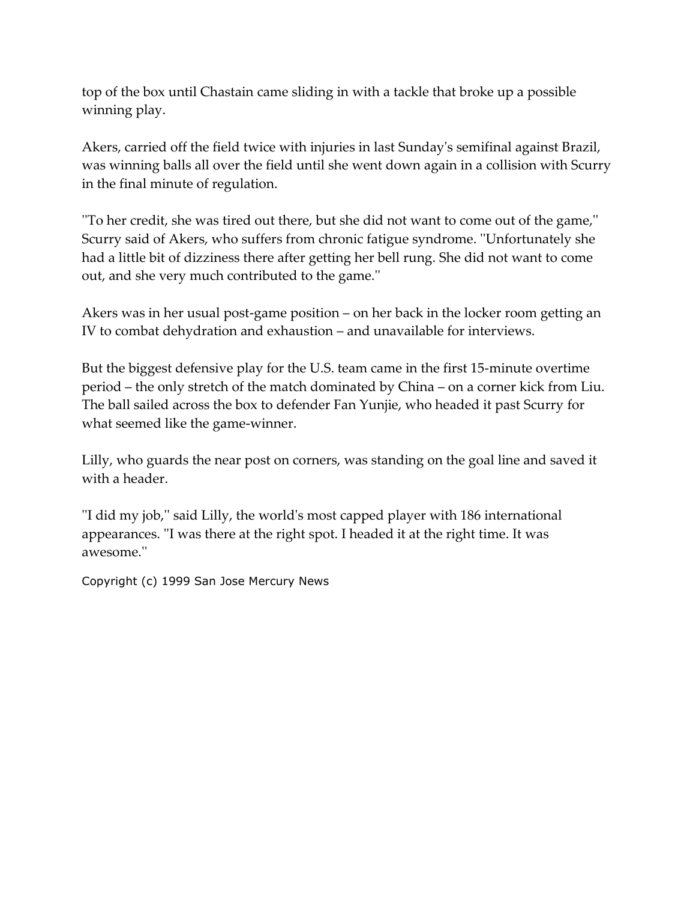top of the box until Chastain came sliding in with a tackle that broke up a possible winning play.

Akers, carried off the field twice with injuries in last Sunday's semifinal against Brazil, was winning balls all over the field until she went down again in a collision with Scurry in the final minute of regulation.

''To her credit, she was tired out there, but she did not want to come out of the game,'' Scurry said of Akers, who suffers from chronic fatigue syndrome. ''Unfortunately she had a little bit of dizziness there after getting her bell rung. She did not want to come out, and she very much contributed to the game.''

Akers was in her usual post-game position – on her back in the locker room getting an IV to combat dehydration and exhaustion – and unavailable for interviews.

But the biggest defensive play for the U.S. team came in the first 15-minute overtime period – the only stretch of the match dominated by China – on a corner kick from Liu. The ball sailed across the box to defender Fan Yunjie, who headed it past Scurry for what seemed like the game-winner.

Lilly, who guards the near post on corners, was standing on the goal line and saved it with a header.

''I did my job,'' said Lilly, the world's most capped player with 186 international appearances. ''I was there at the right spot. I headed it at the right time. It was awesome.''

Copyright (c) 1999 San Jose Mercury News